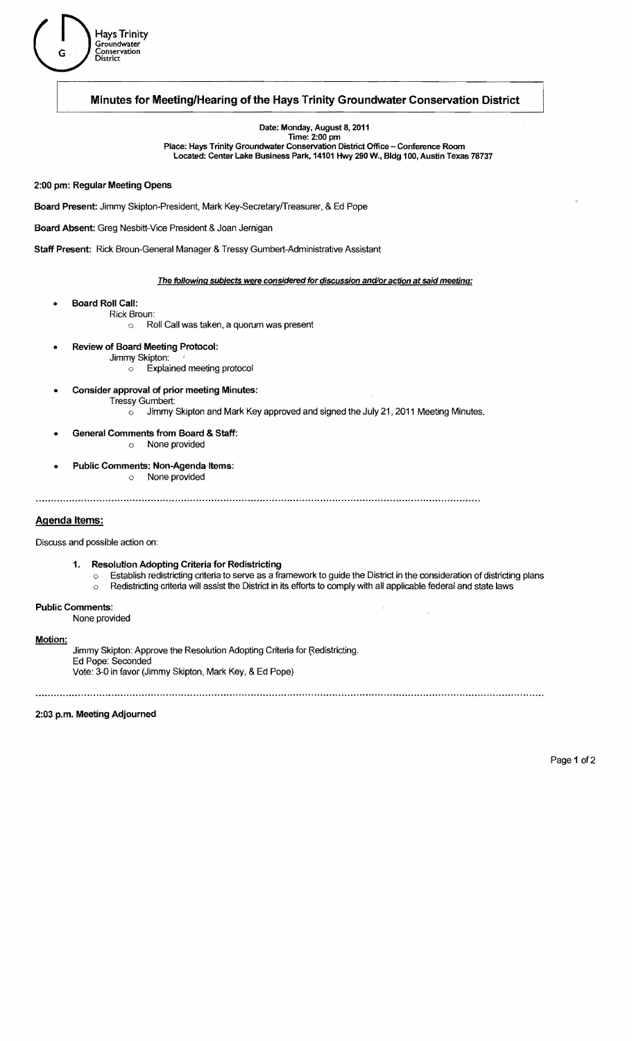Hays Trinity Groundwater Conservation District

# Minutes for Meeting/Hearing of the Hays Trinity Groundwater Conservation District

**Date: Monday, August 8, 2011**
**Time: 2:00 pm**
**Place: Hays Trinity Groundwater Conservation District Office – Conference Room**
**Located: Center Lake Business Park, 14101 Hwy 290 W., Bldg 100, Austin Texas 78737**

**2:00 pm: Regular Meeting Opens**

**Board Present:** Jimmy Skipton-President, Mark Key-Secretary/Treasurer, & Ed Pope

**Board Absent:** Greg Nesbitt-Vice President & Joan Jernigan

**Staff Present:** Rick Broun-General Manager & Tressy Gumbert-Administrative Assistant

***The following subjects were considered for discussion and/or action at said meeting:***

- **Board Roll Call:**
  - Rick Broun:
    - Roll Call was taken, a quorum was present
- **Review of Board Meeting Protocol:**
  - Jimmy Skipton:
    - Explained meeting protocol
- **Consider approval of prior meeting Minutes:**
  - Tressy Gumbert:
    - Jimmy Skipton and Mark Key approved and signed the July 21, 2011 Meeting Minutes.
- **General Comments from Board & Staff:**
  - None provided
- **Public Comments: Non-Agenda Items:**
  - None provided

---

## Agenda Items:

Discuss and possible action on:

1. **Resolution Adopting Criteria for Redistricting**
   - Establish redistricting criteria to serve as a framework to guide the District in the consideration of districting plans
   - Redistricting criteria will assist the District in its efforts to comply with all applicable federal and state laws

**Public Comments:**
None provided

**Motion:**
Jimmy Skipton: Approve the Resolution Adopting Criteria for Redistricting.
Ed Pope: Seconded
Vote: 3-0 in favor (Jimmy Skipton, Mark Key, & Ed Pope)

---

**2:03 p.m. Meeting Adjourned**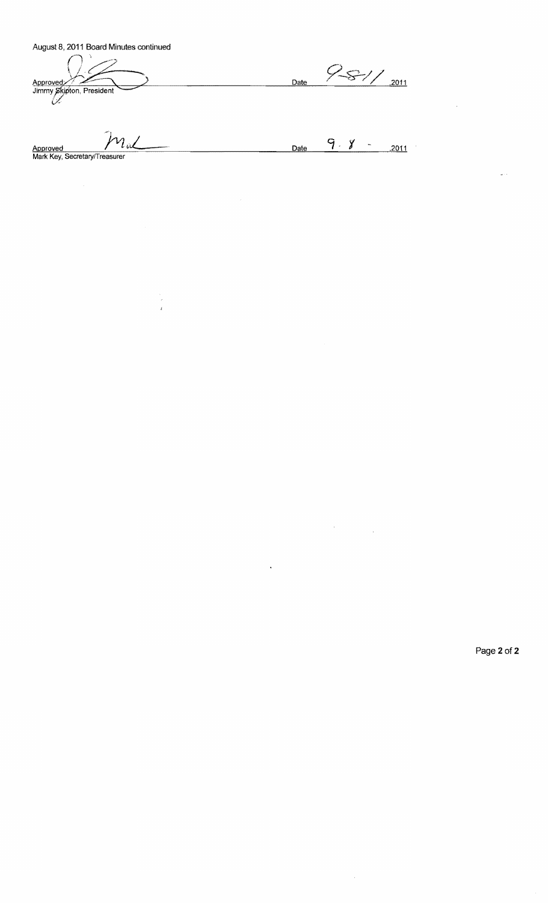August 8, 2011 Board Minutes continued

Approved ______________________ Date 9-8-11, 2011
Jimmy Skipton, President

Approved ______________________ Date 9 - 8 - , 2011
Mark Key, Secretary/Treasurer